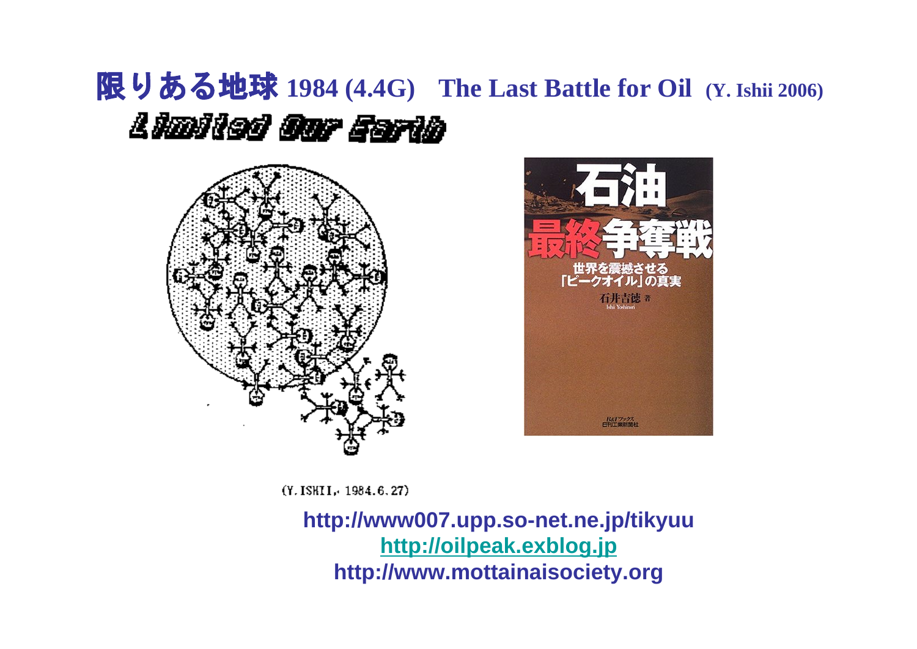# 限りある地球 1984 (4.4G) The Last Battle for Oil (Y. Ishii 2006)

Limited Our Earth

石油 最終争奪戦

世界を震撼させる「ピークオイル」の真実

石井吉徳 著

Ishii Yoshinori

B&Tブックス 日刊工業新聞社

(Y. ISHII, 1984.6.27)

http://www007.upp.so-net.ne.jp/tikyuu

http://oilpeak.exblog.jp

http://www.mottainaisociety.org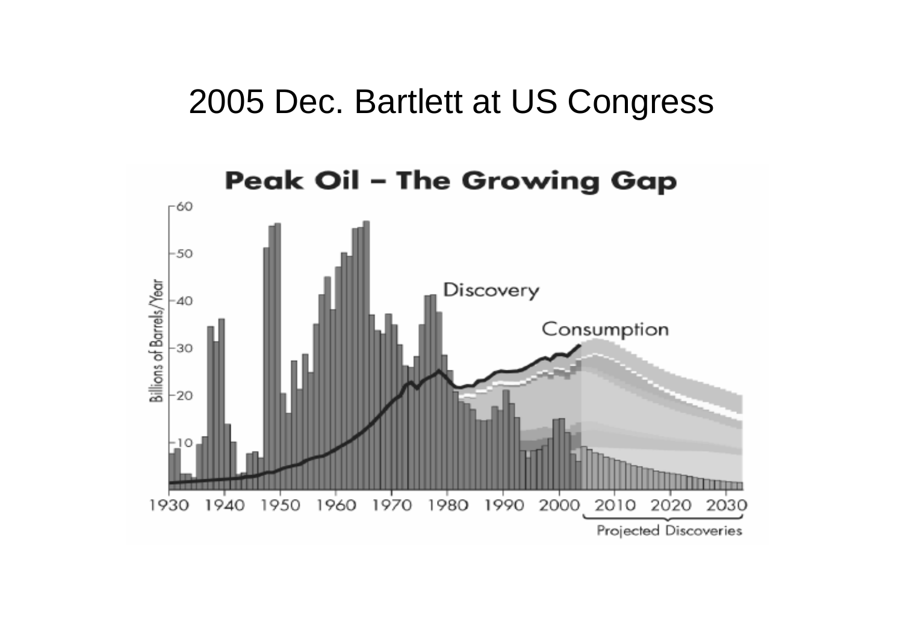# 2005 Dec. Bartlett at US Congress

**Peak Oil – The Growing Gap**

Billions of Barrels/Year

60, 50, 40, 30, 20, 10

Discovery

Consumption

1930 1940 1950 1960 1970 1980 1990 2000 2010 2020 2030

Projected Discoveries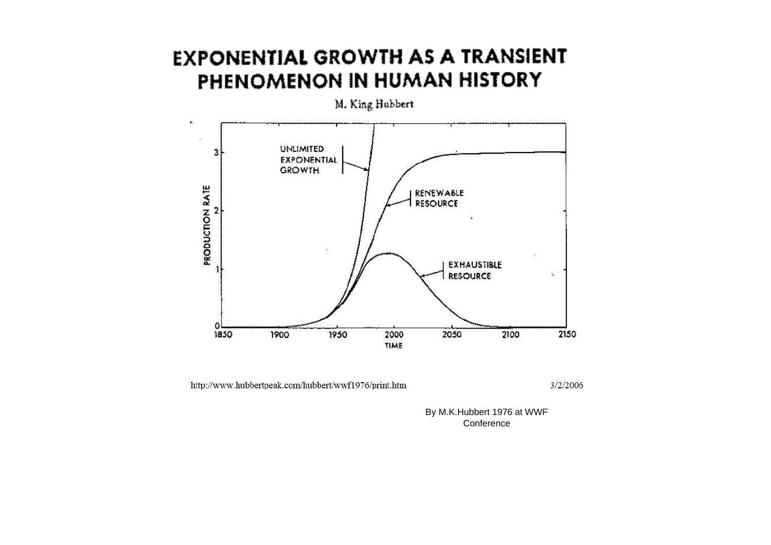# EXPONENTIAL GROWTH AS A TRANSIENT PHENOMENON IN HUMAN HISTORY

M. King Hubbert

UNLIMITED EXPONENTIAL GROWTH

RENEWABLE RESOURCE

EXHAUSTIBLE RESOURCE

PRODUCTION RATE

TIME

http://www.hubbertpeak.com/hubbert/wwf1976/print.htm

3/2/2006

By M.K.Hubbert 1976 at WWF Conference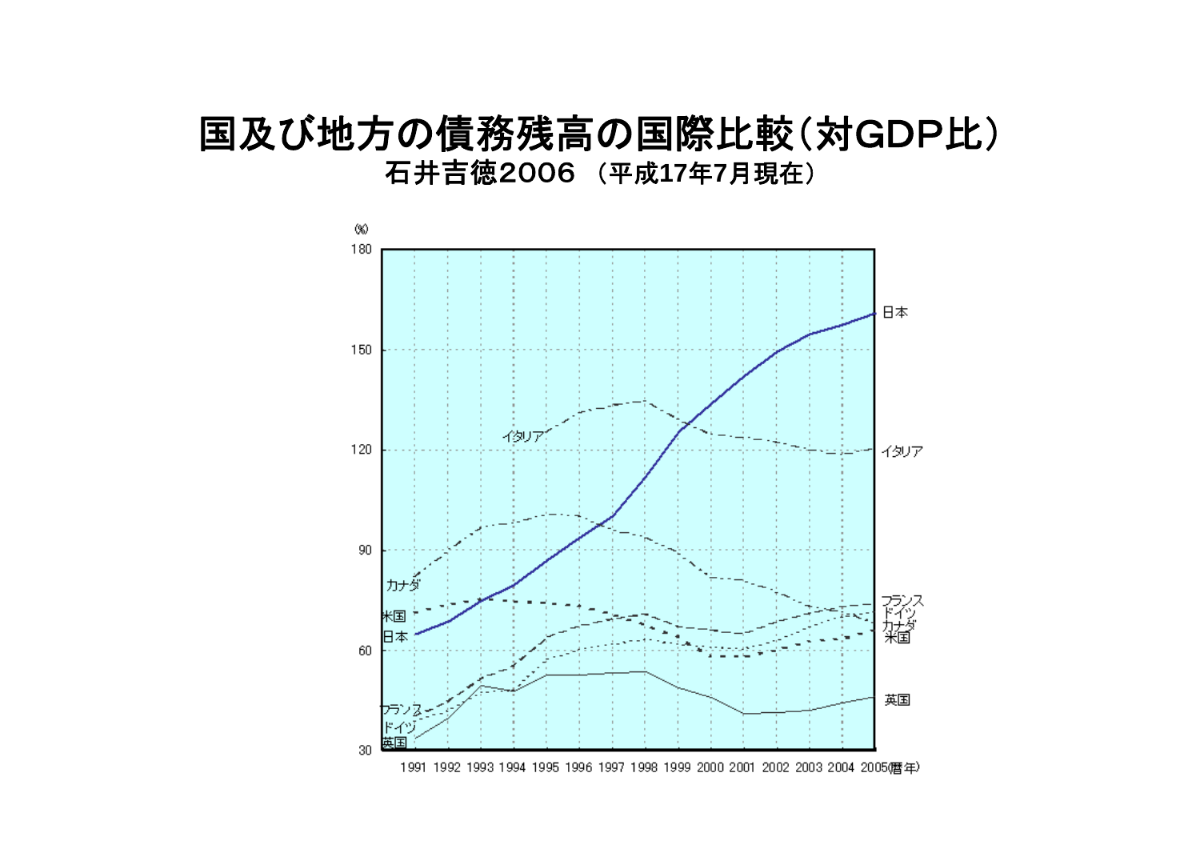# 国及び地方の債務残高の国際比較（対GDP比）

**石井吉徳2006 （平成17年7月現在）**

(%)

180
150
120
90
60
30

1991 1992 1993 1994 1995 1996 1997 1998 1999 2000 2001 2002 2003 2004 2005(暦年)

日本
イタリア
フランス
ドイツ
カナダ
米国
英国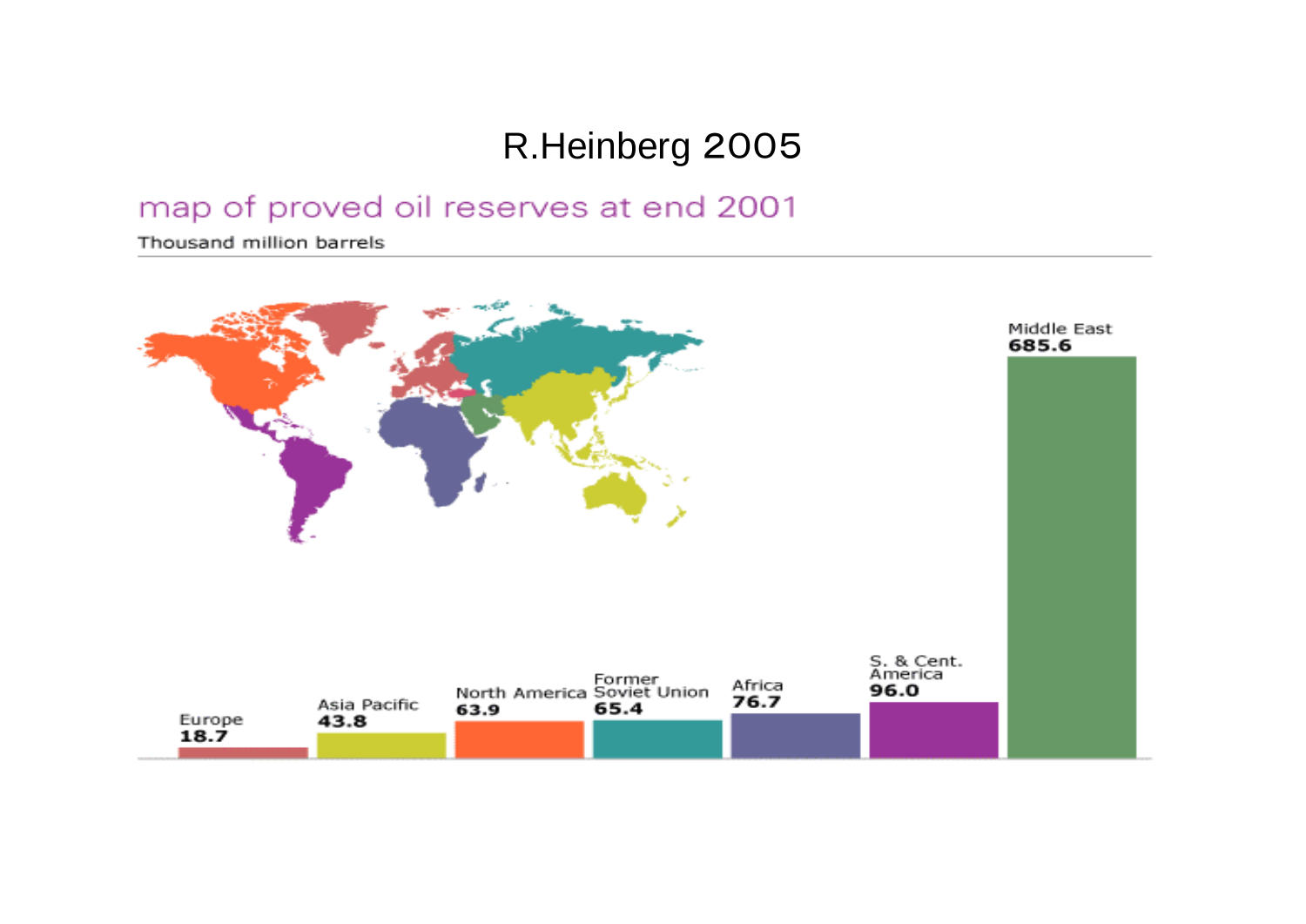# R.Heinberg 2005

## map of proved oil reserves at end 2001

Thousand million barrels

| Region | Reserves |
| --- | --- |
| Europe | 18.7 |
| Asia Pacific | 43.8 |
| North America | 63.9 |
| Former Soviet Union | 65.4 |
| Africa | 76.7 |
| S. & Cent. America | 96.0 |
| Middle East | 685.6 |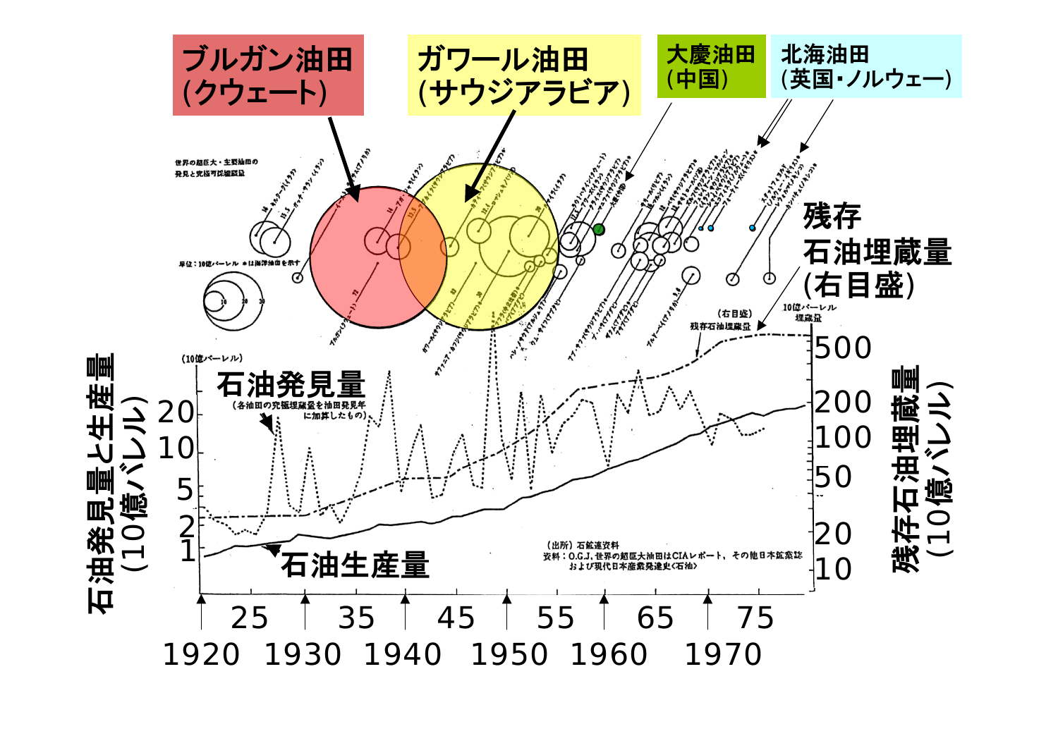ブルガン油田
(クウェート)

ガワール油田
(サウジアラビア)

大慶油田
(中国)

北海油田
(英国・ノルウェー)

世界の超巨大・主要油田の発見と究極可採埋蔵量

単位：10億バーレル ＊は海洋油田を示す

残存
石油埋蔵量
(右目盛)

(右目盛)
残存石油埋蔵量

10億バーレル
埋蔵量

(10億バーレル)

石油発見量
(各油田の究極埋蔵量を油田発見年に加算したもの)

石油発見量と生産量
(10億バレル)

残存石油埋蔵量
(10億バレル)

石油生産量

(出所) 石鉱連資料
資料：O.G.J, 世界の超巨大油田はCIAレポート、その他日本鉱業誌および現代日本産業発達史<石油>

1920 1930 1940 1950 1960 1970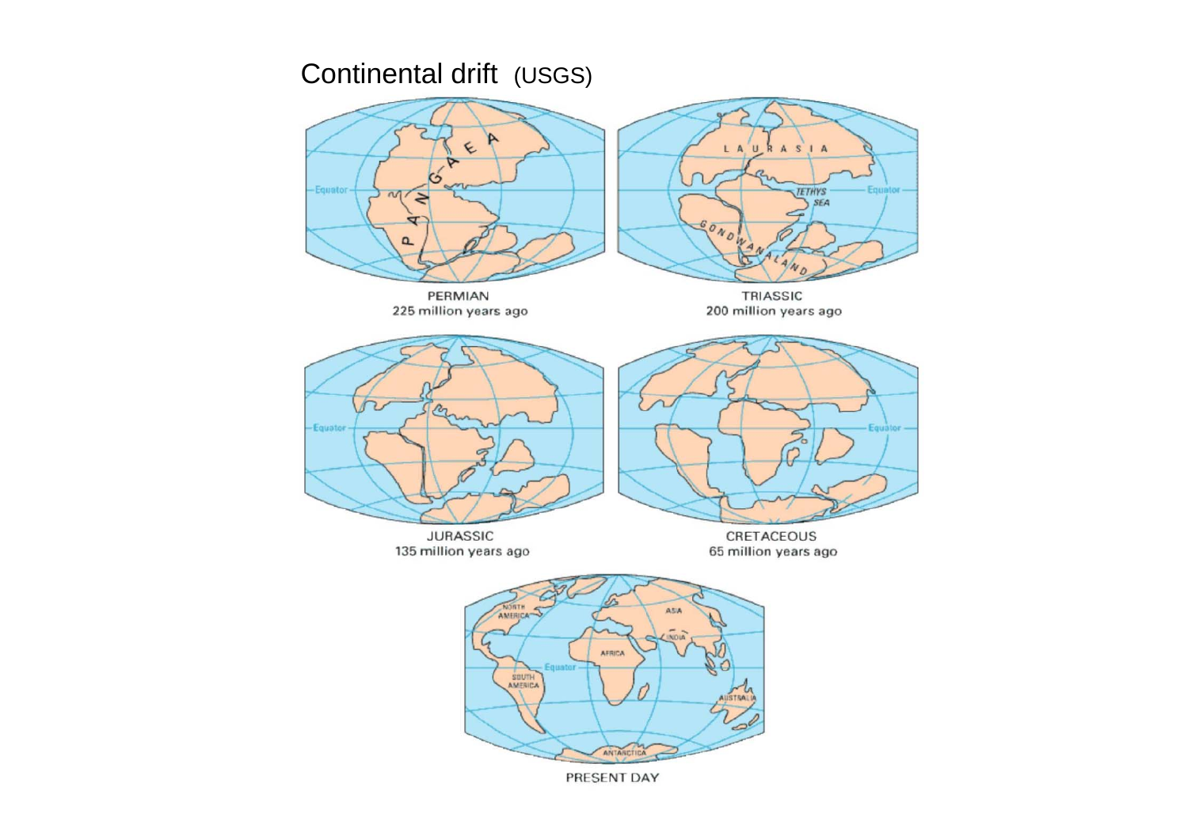# Continental drift (USGS)

PERMIAN
225 million years ago

TRIASSIC
200 million years ago

JURASSIC
135 million years ago

CRETACEOUS
65 million years ago

PRESENT DAY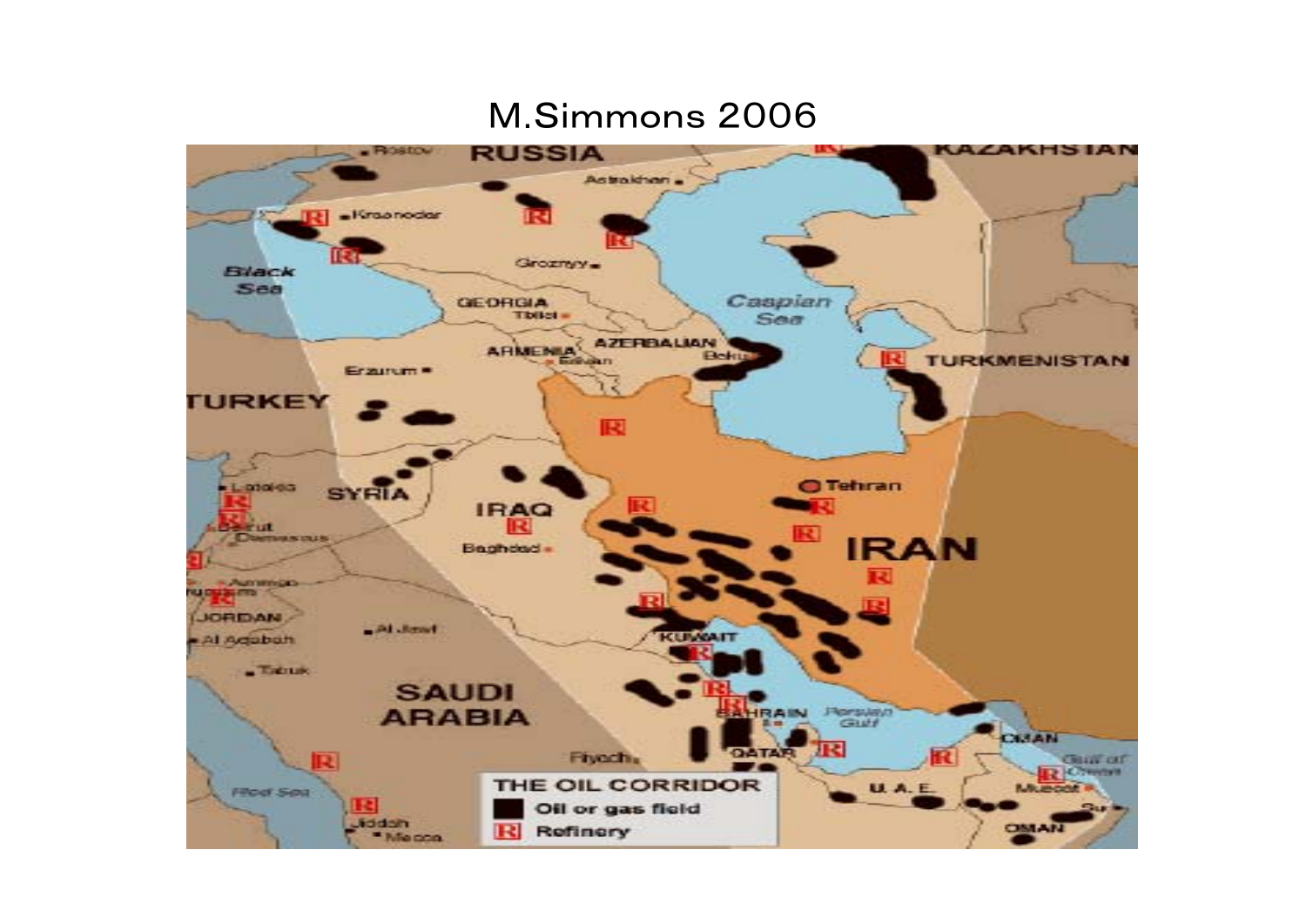# M.Simmons 2006

RUSSIA
KAZAKHSTAN
Rostov
Astrakhan
Krasnodar
Grozny
Black Sea
GEORGIA
Tbilisi
Caspian Sea
ARMENIA
Yerevan
AZERBAIJAN
Baku
TURKMENISTAN
Erzurum
TURKEY
SYRIA
Latakia
Beirut
Damascus
IRAQ
Baghdad
Tehran
IRAN
Amman
JORDAN
Al Aqabah
Al Jawf
KUWAIT
Tabuk
SAUDI ARABIA
BAHRAIN
Persian Gulf
QATAR
OMAN
Gulf of Oman
Riyadh
U.A.E.
Muscat
Red Sea
Jiddah
Mecca
OMAN

**THE OIL CORRIDOR**

- Oil or gas field
- R Refinery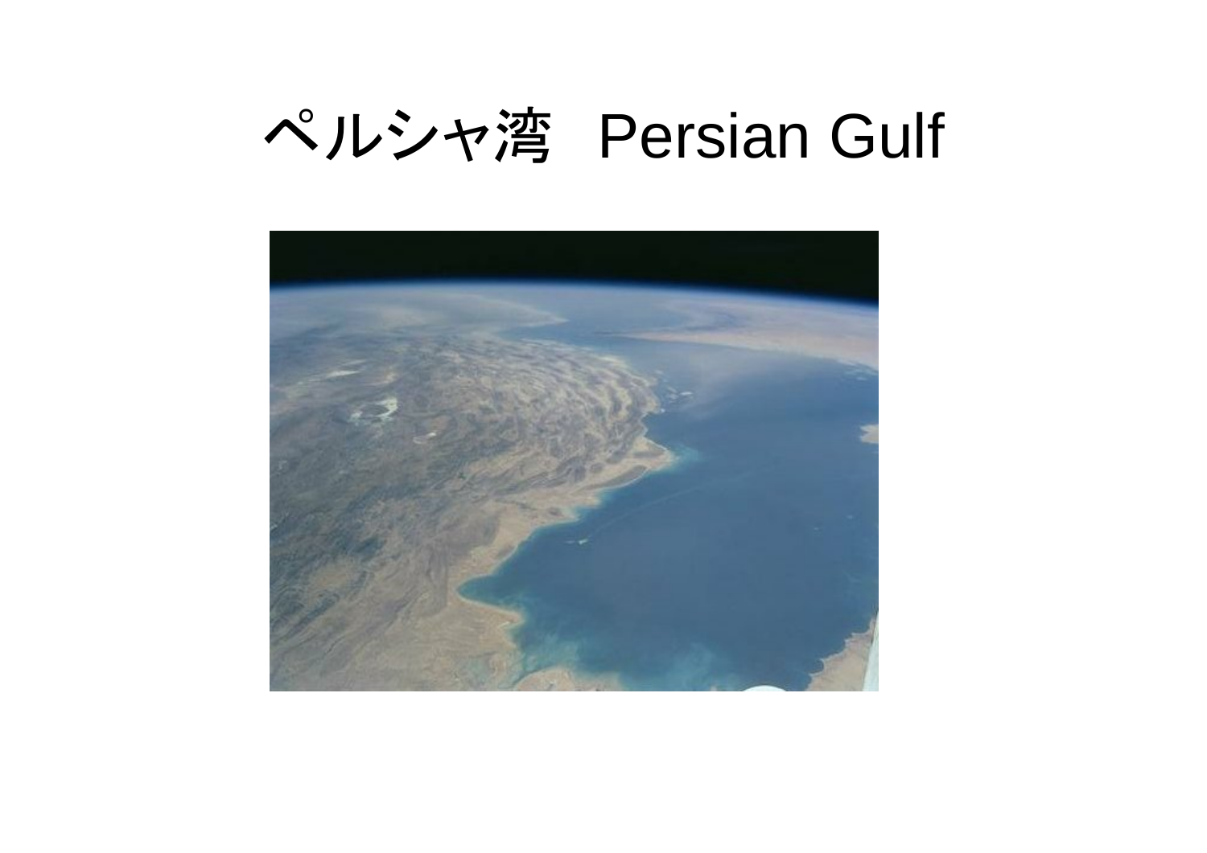# ペルシャ湾　Persian Gulf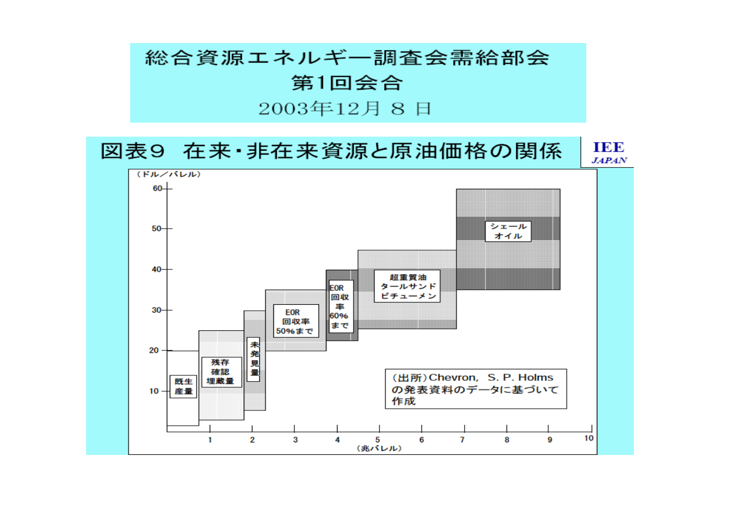# 総合資源エネルギー調査会需給部会 第1回会合

2003年12月 8 日

## 図表９　在来・非在来資源と原油価格の関係

IEE JAPAN

（ドル／バレル）

60
50
40
30
20
10

既生産量

残存確認埋蔵量

未発見量

EOR回収率50%まで

EOR回収率60%まで

超重質油 タールサンド ビチューメン

シェールオイル

1　2　3　4　5　6　7　8　9　10
（兆バレル）

（出所）Chevron, S. P. Holmsの発表資料のデータに基づいて作成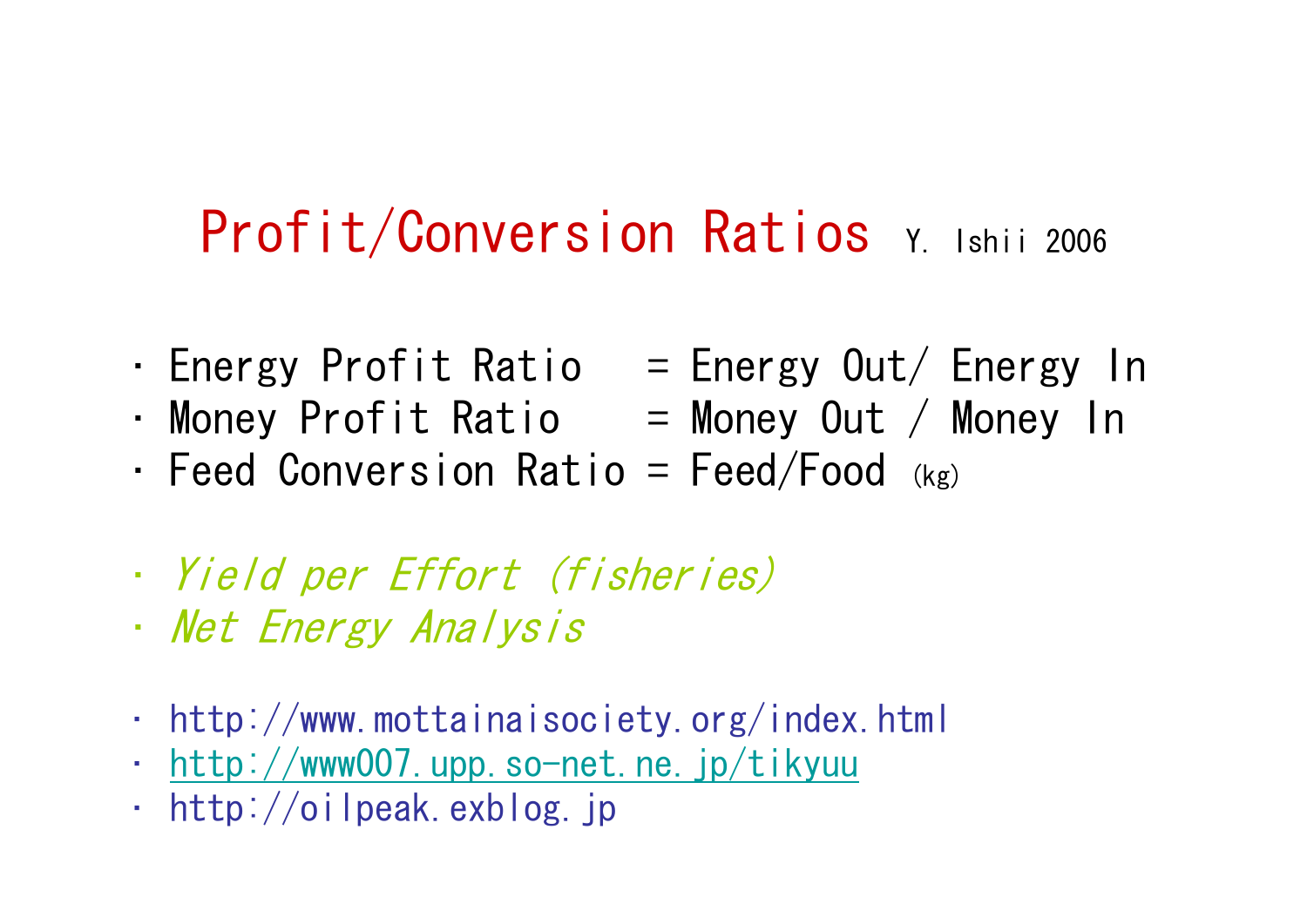# Profit/Conversion Ratios Y. Ishii 2006

- Energy Profit Ratio = Energy Out/ Energy In
- Money Profit Ratio = Money Out / Money In
- Feed Conversion Ratio = Feed/Food (kg)

- *Yield per Effort (fisheries)*
- *Net Energy Analysis*

- http://www.mottainaisociety.org/index.html
- http://www007.upp.so-net.ne.jp/tikyuu
- http://oilpeak.exblog.jp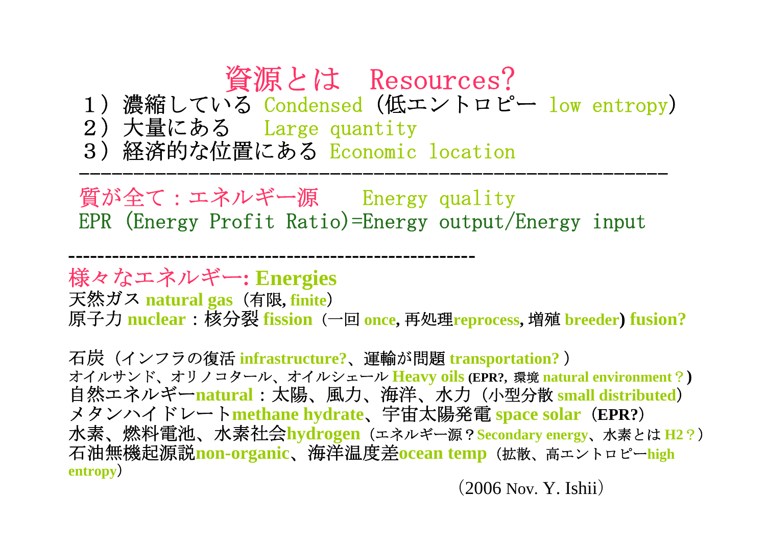# 資源とは　Resources?

１）濃縮している Condensed（低エントロピー low entropy）
２）大量にある　Large quantity
３）経済的な位置にある Economic location

---

質が全て：エネルギー源　　Energy quality

EPR (Energy Profit Ratio)=Energy output/Energy input

---

**様々なエネルギー: Energies**

天然ガス **natural gas**（有限, **finite**）

原子力 **nuclear**：核分裂 **fission**（一回 **once**, 再処理**reprocess**, 増殖 **breeder**) **fusion?**

石炭（インフラの復活 **infrastructure?**、運輸が問題 **transportation?**）

オイルサンド、オリノコタール、オイルシェール **Heavy oils** (**EPR?**, 環境 **natural environment**？)

自然エネルギー**natural**：太陽、風力、海洋、水力（小型分散 **small distributed**）

メタンハイドレート**methane hydrate**、宇宙太陽発電 **space solar**（**EPR?**）

水素、燃料電池、水素社会**hydrogen**（エネルギー源？**Secondary energy**、水素とは **H2**？）

石油無機起源説**non-organic**、海洋温度差**ocean temp**（拡散、高エントロピー**high entropy**）

（2006 Nov. Y. Ishii）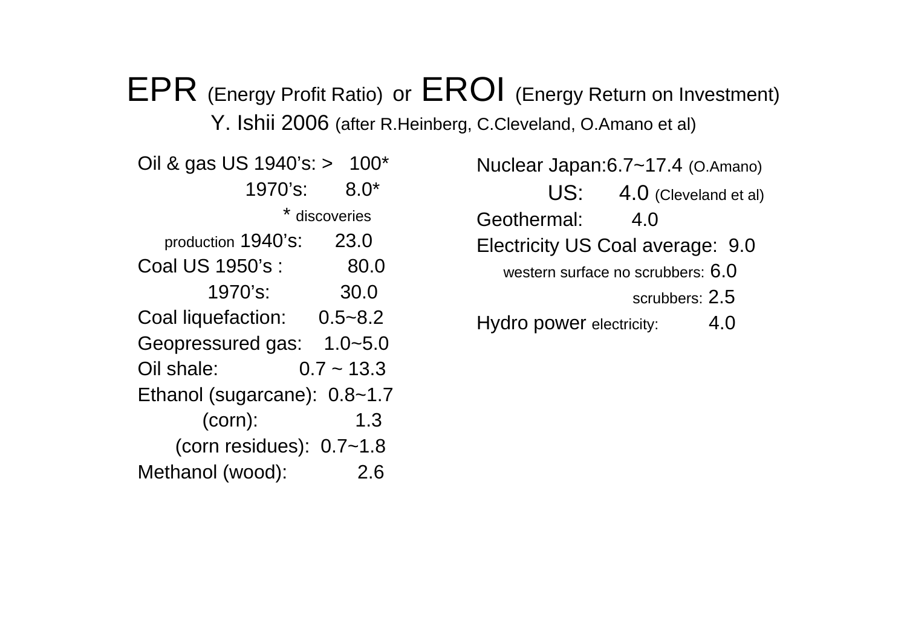# EPR (Energy Profit Ratio) or EROI (Energy Return on Investment)

Y. Ishii 2006 (after R.Heinberg, C.Cleveland, O.Amano et al)

Oil & gas US 1940's: > 100*
1970's: 8.0*
* discoveries
production 1940's: 23.0
Coal US 1950's : 80.0
1970's: 30.0
Coal liquefaction: 0.5~8.2
Geopressured gas: 1.0~5.0
Oil shale: 0.7 ~ 13.3
Ethanol (sugarcane): 0.8~1.7
(corn): 1.3
(corn residues): 0.7~1.8
Methanol (wood): 2.6

Nuclear Japan:6.7~17.4 (O.Amano)
US: 4.0 (Cleveland et al)
Geothermal: 4.0
Electricity US Coal average: 9.0
western surface no scrubbers: 6.0
scrubbers: 2.5
Hydro power electricity: 4.0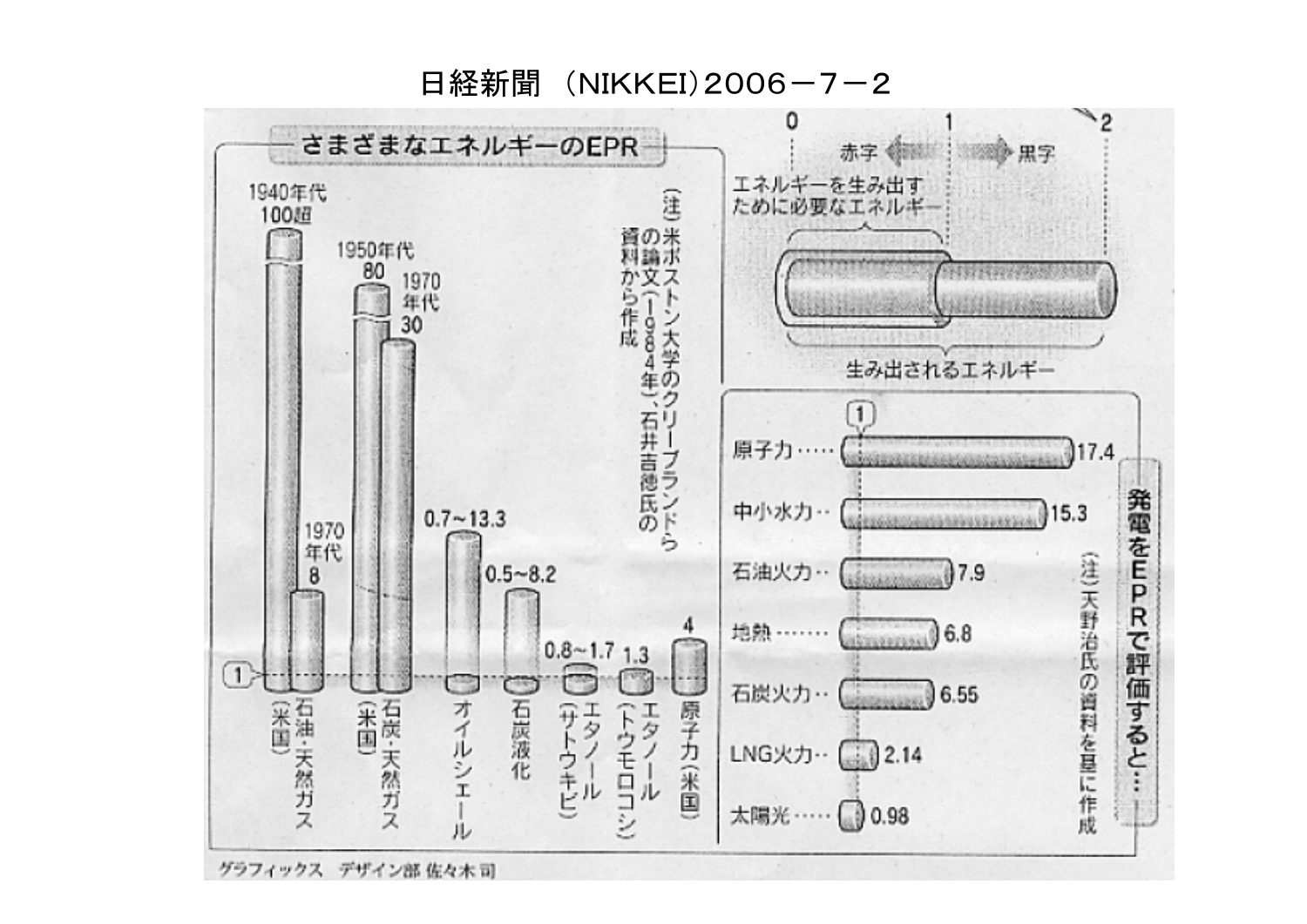日経新聞 （NIKKEI）2006－7－2

## さまざまなエネルギーのEPR

| エネルギー | EPR |
| --- | --- |
| 石油・天然ガス（米国） | 1940年代 100超 / 1970年代 8 |
| 石炭・天然ガス（米国） | 1950年代 80 / 1970年代 30 |
| オイルシェール | 0.7~13.3 |
| 石炭液化 | 0.5~8.2 |
| エタノール（サトウキビ） | 0.8~1.7 |
| エタノール（トウモロコシ） | 1.3 |
| 原子力（米国） | 4 |

（注）米ボストン大学のクリーブランドらの論文（1984年）、石井吉徳氏の資料から作成

0　1　2

赤字　黒字

エネルギーを生み出すために必要なエネルギー

生み出されるエネルギー

## 発電をEPRで評価すると…

| 発電 | EPR |
| --- | --- |
| 原子力 | 17.4 |
| 中小水力 | 15.3 |
| 石油火力 | 7.9 |
| 地熱 | 6.8 |
| 石炭火力 | 6.55 |
| LNG火力 | 2.14 |
| 太陽光 | 0.98 |

（注）天野治氏の資料を基に作成

グラフィックス　デザイン部 佐々木司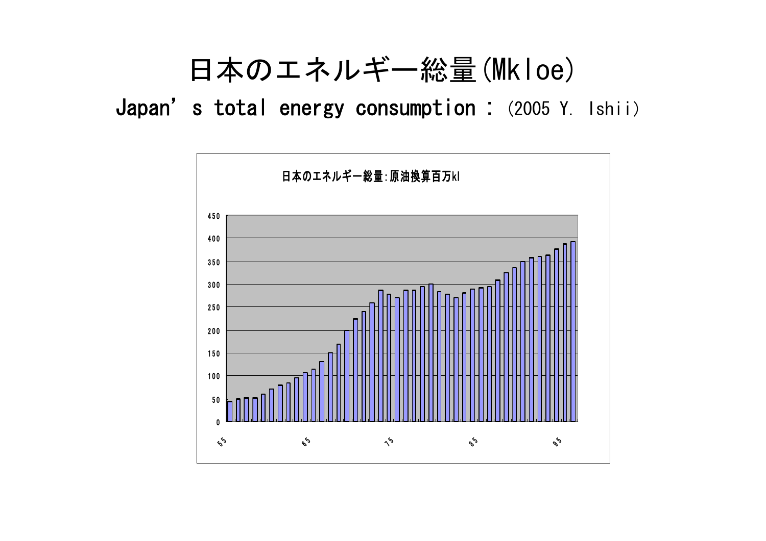# 日本のエネルギー総量(Mkloe)

## Japan's total energy consumption : (2005 Y. Ishii)

日本のエネルギー総量:原油換算百万kl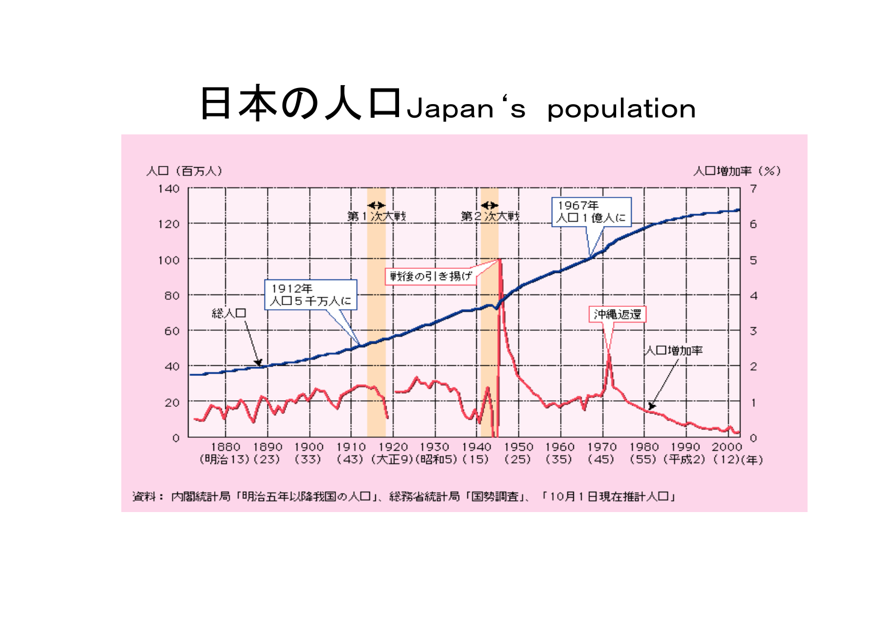# 日本の人口Japan ‘s population

人口（百万人）

人口増加率（%）

第１次大戦

第２次大戦

1967年
人口１億人に

戦後の引き揚げ

1912年
人口５千万人に

総人口

沖縄返還

人口増加率

1880（明治13）　1890（23）　1900（33）　1910（43）　1920（大正9）　1930（昭和5）　1940（15）　1950（25）　1960（35）　1970（45）　1980（55）　1990（平成2）　2000（12）(年)

資料： 内閣統計局「明治五年以降我国の人口」、総務省統計局「国勢調査」、「10月１日現在推計人口」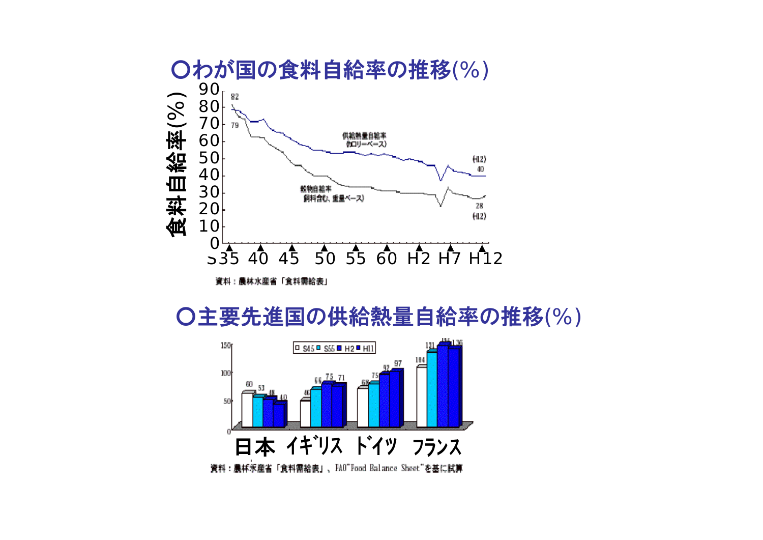## ○わが国の食料自給率の推移(%)

食料自給率(%)

90
80
70
60
50
40
30
20
10
0

S35 40 45 50 55 60 H2 H7 H12

82
79

供給熱量自給率
(カロリーベース)

(H12)
40

穀物自給率
(飼料含む、重量ベース)

28
(H12)

資料：農林水産省「食料需給表」

## ○主要先進国の供給熱量自給率の推移(%)

| | S45 | S55 | H2 | H11 |
|---|---|---|---|---|
| 日本 | 60 | 53 | 48 | 40 |
| イギリス | 46 | 66 | 75 | 71 |
| ドイツ | 68 | 75 | 92 | 97 |
| フランス | 104 | 131 | 146 | 136 |

資料：農林水産省「食料需給表」、FAO"Food Balance Sheet"を基に試算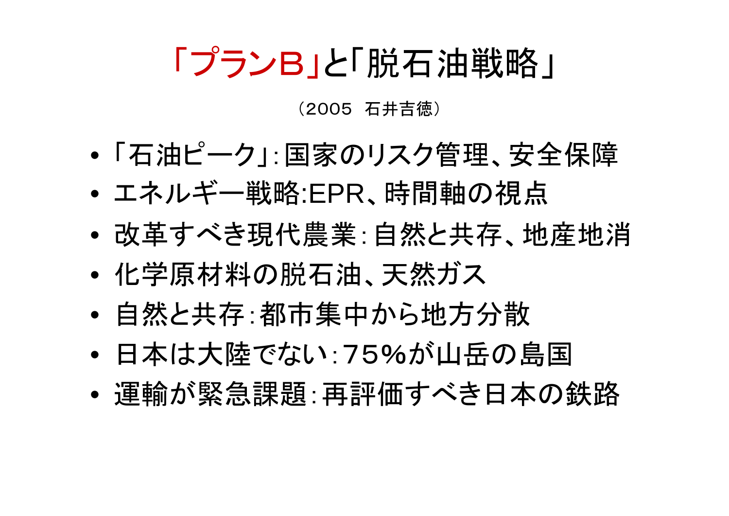# 「プランB」と「脱石油戦略」

（2005　石井吉徳）

- 「石油ピーク」: 国家のリスク管理、安全保障
- エネルギー戦略:EPR、時間軸の視点
- 改革すべき現代農業: 自然と共存、地産地消
- 化学原材料の脱石油、天然ガス
- 自然と共存: 都市集中から地方分散
- 日本は大陸でない: 75%が山岳の島国
- 運輸が緊急課題: 再評価すべき日本の鉄路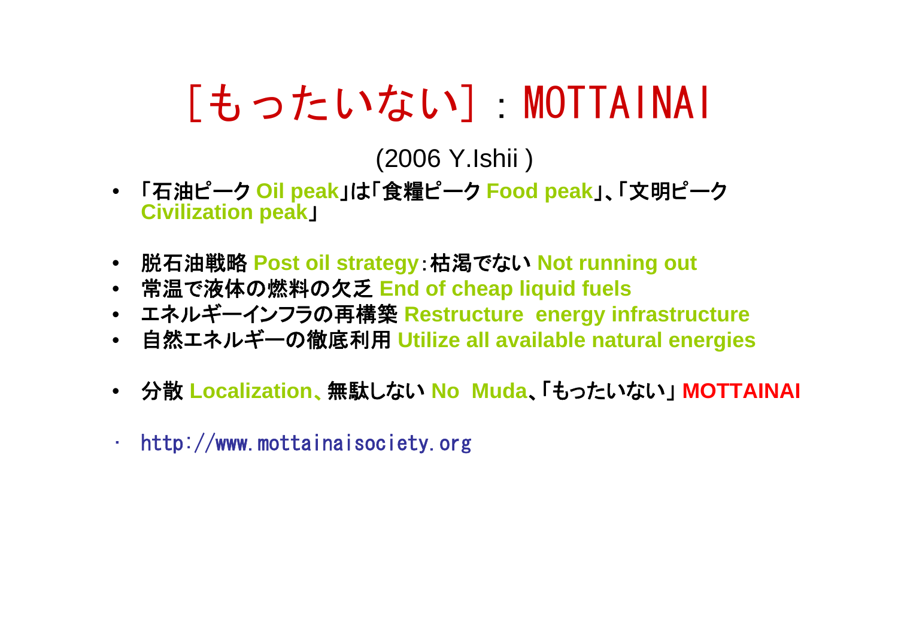# [もったいない]：MOTTAINAI

(2006 Y.Ishii )

- 「石油ピーク Oil peak」は「食糧ピーク Food peak」、「文明ピーク Civilization peak」

- 脱石油戦略 Post oil strategy：枯渇でない Not running out
- 常温で液体の燃料の欠乏 End of cheap liquid fuels
- エネルギーインフラの再構築 Restructure energy infrastructure
- 自然エネルギーの徹底利用 Utilize all available natural energies

- 分散 Localization、無駄しない No Muda、「もったいない」 **MOTTAINAI**

- http://www.mottainaisociety.org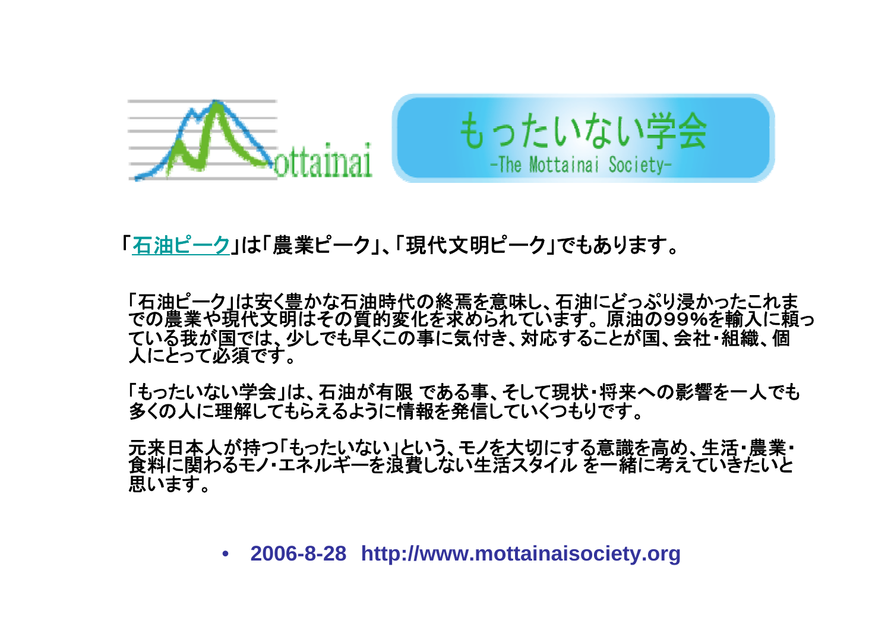ottainai

もったいない学会
-The Mottainai Society-

「石油ピーク」は「農業ピーク」、「現代文明ピーク」でもあります。

「石油ピーク」は安く豊かな石油時代の終焉を意味し、石油にどっぷり浸かったこれまでの農業や現代文明はその質的変化を求められています。原油の99％を輸入に頼っている我が国では、少しでも早くこの事に気付き、対応することが国、会社・組織、個人にとって必須です。

「もったいない学会」は、石油が有限 である事、そして現状・将来への影響を一人でも多くの人に理解してもらえるように情報を発信していくつもりです。

元来日本人が持つ「もったいない」という、モノを大切にする意識を高め、生活・農業・食料に関わるモノ・エネルギーを浪費しない生活スタイル を一緒に考えていきたいと思います。

- **2006-8-28 http://www.mottainaisociety.org**